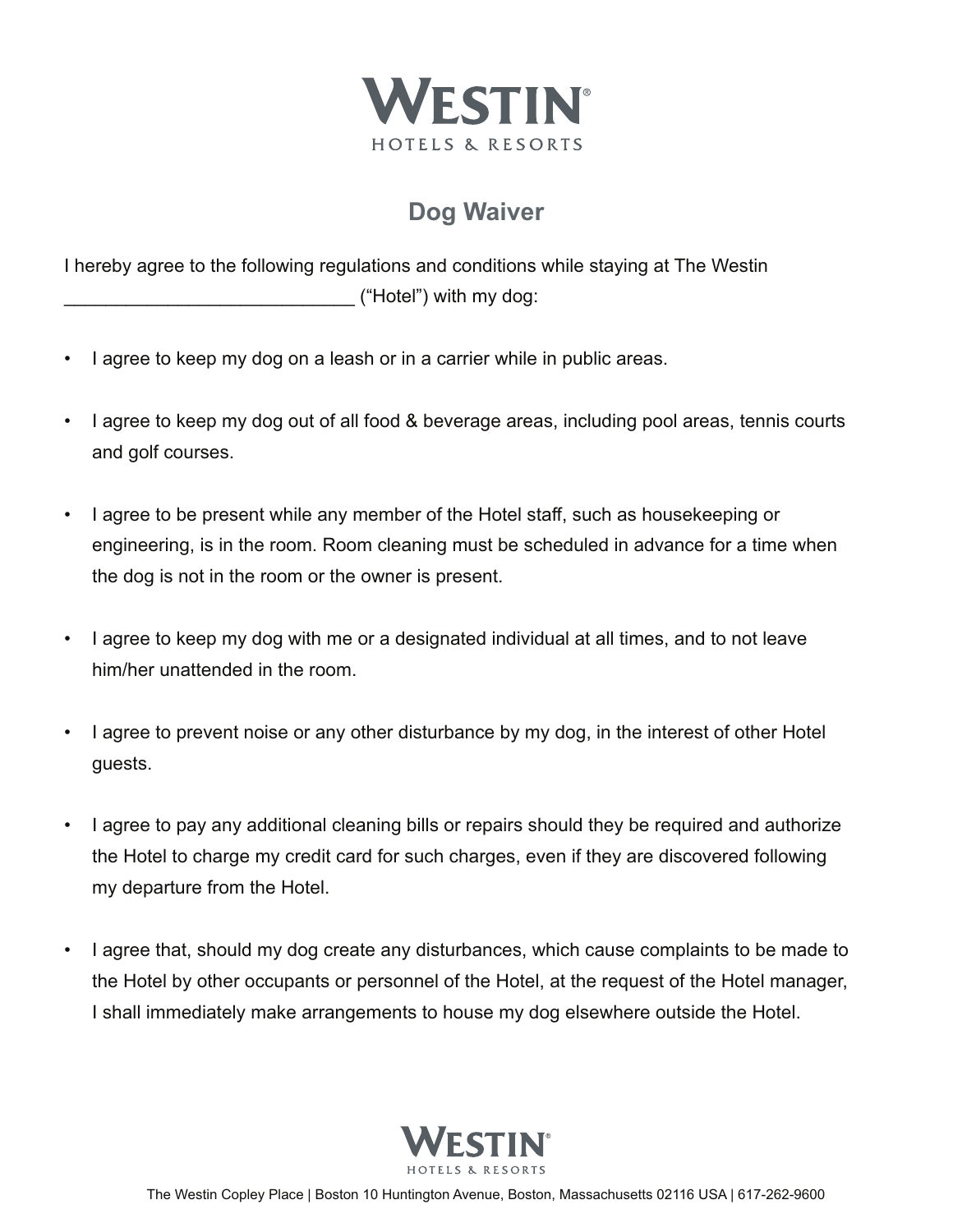# WESTIN HOTELS & RESORTS

## Dog Waiver

I hereby agree to the following regulations and conditions while staying at The Westin ____________________________ ("Hotel") with my dog:

- I agree to keep my dog on a leash or in a carrier while in public areas.
- I agree to keep my dog out of all food & beverage areas, including pool areas, tennis courts and golf courses.
- I agree to be present while any member of the Hotel staff, such as housekeeping or engineering, is in the room. Room cleaning must be scheduled in advance for a time when the dog is not in the room or the owner is present.
- I agree to keep my dog with me or a designated individual at all times, and to not leave him/her unattended in the room.
- I agree to prevent noise or any other disturbance by my dog, in the interest of other Hotel guests.
- I agree to pay any additional cleaning bills or repairs should they be required and authorize the Hotel to charge my credit card for such charges, even if they are discovered following my departure from the Hotel.
- I agree that, should my dog create any disturbances, which cause complaints to be made to the Hotel by other occupants or personnel of the Hotel, at the request of the Hotel manager, I shall immediately make arrangements to house my dog elsewhere outside the Hotel.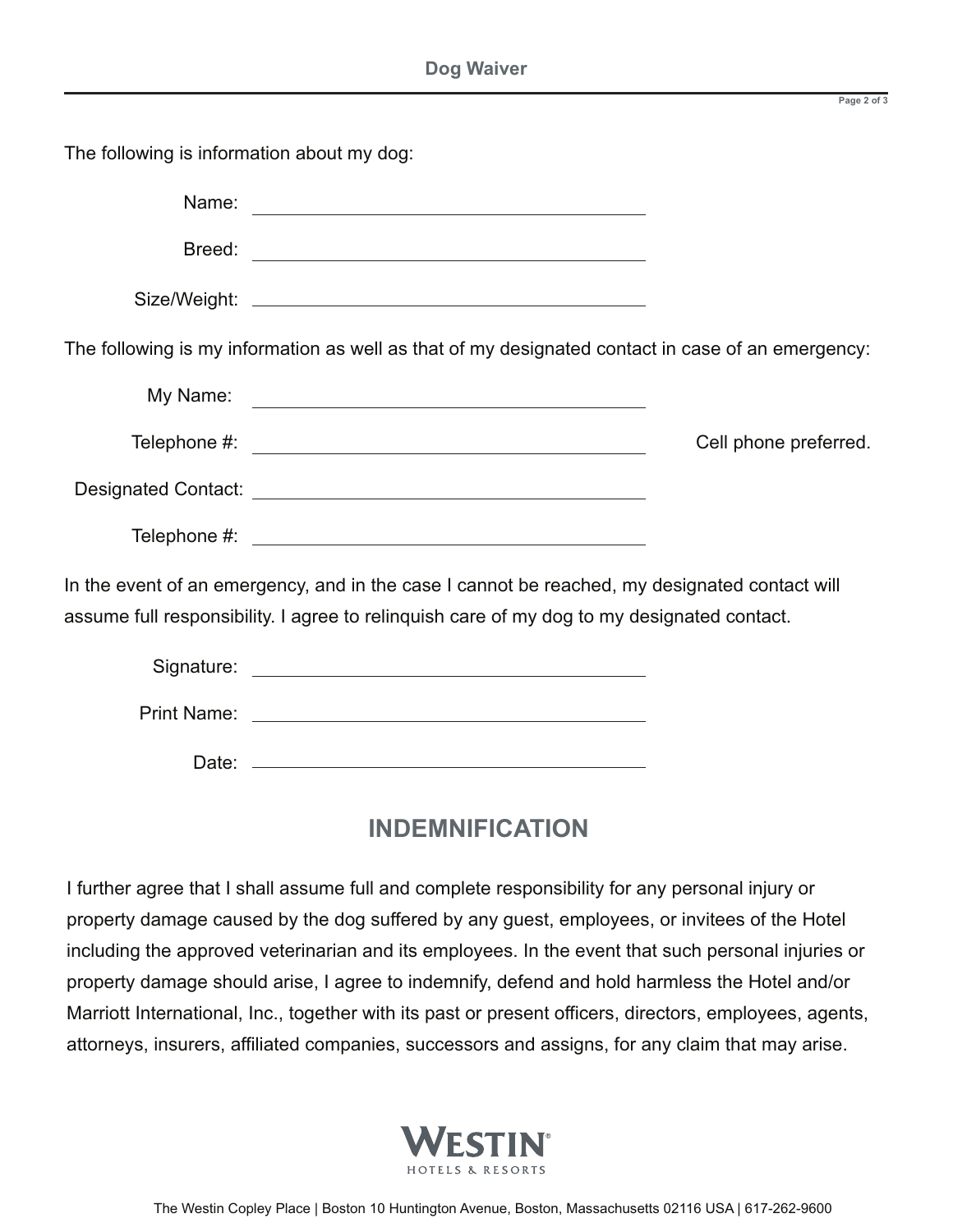The following is information about my dog:

Name: ______________________________

Breed: ______________________________

Size/Weight: ______________________________

The following is my information as well as that of my designated contact in case of an emergency:

My Name: ______________________________

Telephone #: ______________________________ Cell phone preferred.

Designated Contact: ______________________________

Telephone #: ______________________________

In the event of an emergency, and in the case I cannot be reached, my designated contact will assume full responsibility. I agree to relinquish care of my dog to my designated contact.

Signature: ______________________________

Print Name: ______________________________

Date: ______________________________

## INDEMNIFICATION

I further agree that I shall assume full and complete responsibility for any personal injury or property damage caused by the dog suffered by any guest, employees, or invitees of the Hotel including the approved veterinarian and its employees. In the event that such personal injuries or property damage should arise, I agree to indemnify, defend and hold harmless the Hotel and/or Marriott International, Inc., together with its past or present officers, directors, employees, agents, attorneys, insurers, affiliated companies, successors and assigns, for any claim that may arise.

WESTIN® HOTELS & RESORTS

The Westin Copley Place | Boston 10 Huntington Avenue, Boston, Massachusetts 02116 USA | 617-262-9600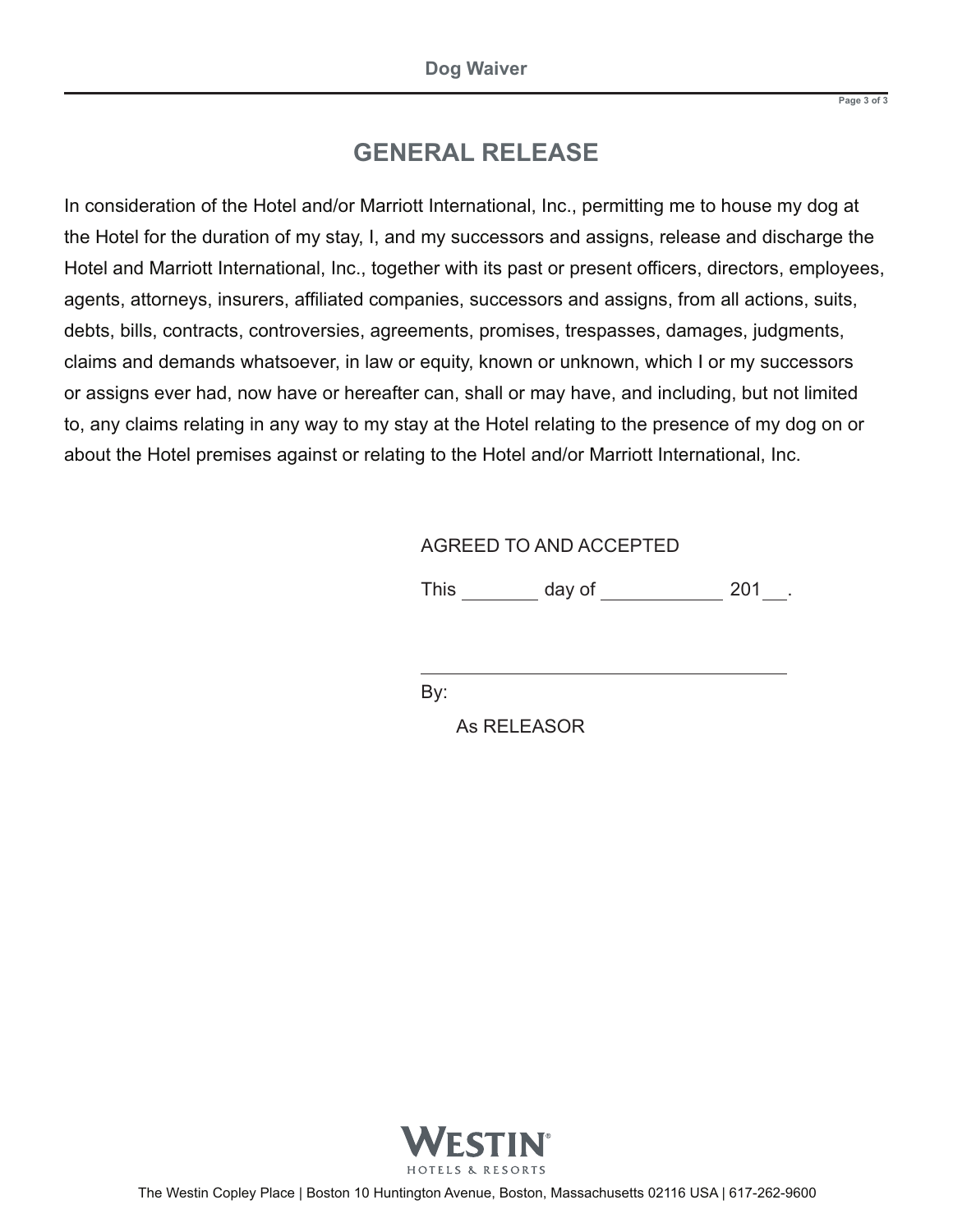# GENERAL RELEASE

In consideration of the Hotel and/or Marriott International, Inc., permitting me to house my dog at the Hotel for the duration of my stay, I, and my successors and assigns, release and discharge the Hotel and Marriott International, Inc., together with its past or present officers, directors, employees, agents, attorneys, insurers, affiliated companies, successors and assigns, from all actions, suits, debts, bills, contracts, controversies, agreements, promises, trespasses, damages, judgments, claims and demands whatsoever, in law or equity, known or unknown, which I or my successors or assigns ever had, now have or hereafter can, shall or may have, and including, but not limited to, any claims relating in any way to my stay at the Hotel relating to the presence of my dog on or about the Hotel premises against or relating to the Hotel and/or Marriott International, Inc.

AGREED TO AND ACCEPTED

This ________ day of ____________ 201__.

_______________________________________

By:

As RELEASOR

WESTIN HOTELS & RESORTS

The Westin Copley Place | Boston 10 Huntington Avenue, Boston, Massachusetts 02116 USA | 617-262-9600